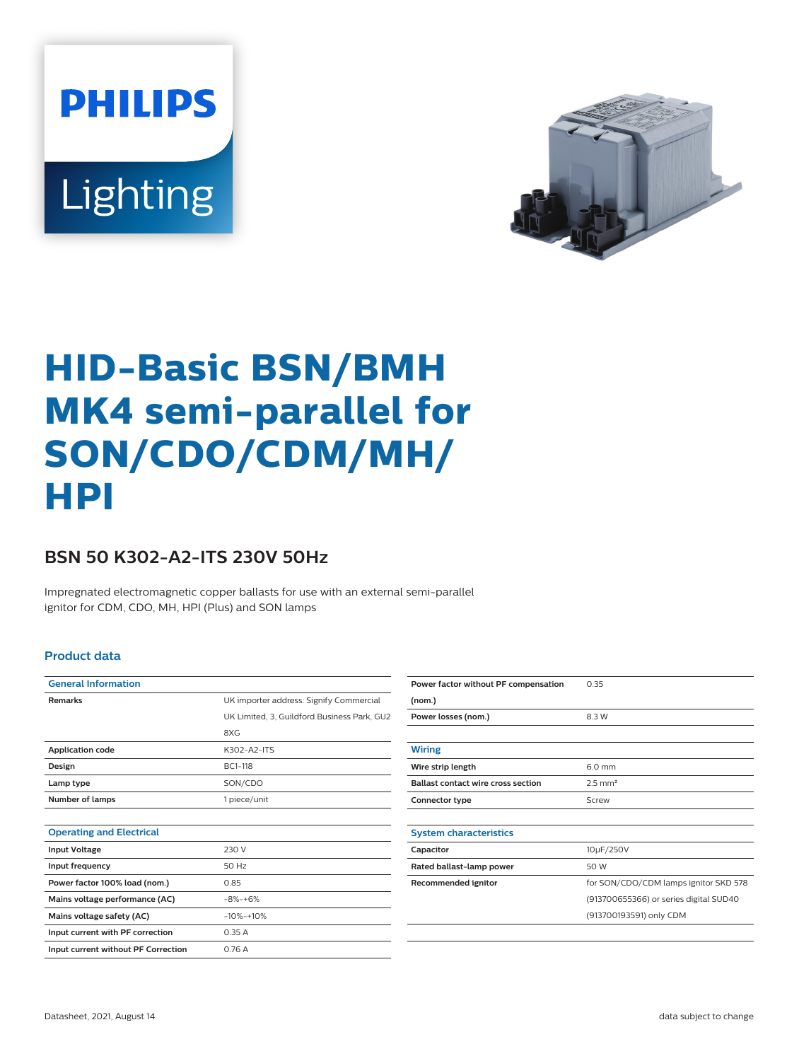PHILIPS

Lighting

# HID-Basic BSN/BMH MK4 semi-parallel for SON/CDO/CDM/MH/HPI

## BSN 50 K302-A2-ITS 230V 50Hz

Impregnated electromagnetic copper ballasts for use with an external semi-parallel ignitor for CDM, CDO, MH, HPI (Plus) and SON lamps

### Product data

| General Information | |
|---|---|
| Remarks | UK importer address: Signify Commercial UK Limited, 3, Guildford Business Park, GU2 8XG |
| Application code | K302-A2-ITS |
| Design | BC1-118 |
| Lamp type | SON/CDO |
| Number of lamps | 1 piece/unit |

| Operating and Electrical | |
|---|---|
| Input Voltage | 230 V |
| Input frequency | 50 Hz |
| Power factor 100% load (nom.) | 0.85 |
| Mains voltage performance (AC) | -8%-+6% |
| Mains voltage safety (AC) | -10%-+10% |
| Input current with PF correction | 0.35 A |
| Input current without PF Correction | 0.76 A |
| Power factor without PF compensation (nom.) | 0.35 |
| Power losses (nom.) | 8.3 W |

| Wiring | |
|---|---|
| Wire strip length | 6.0 mm |
| Ballast contact wire cross section | 2.5 mm² |
| Connector type | Screw |

| System characteristics | |
|---|---|
| Capacitor | 10μF/250V |
| Rated ballast-lamp power | 50 W |
| Recommended ignitor | for SON/CDO/CDM lamps ignitor SKD 578 (913700655366) or series digital SUD40 (913700193591) only CDM |

Datasheet, 2021, August 14

data subject to change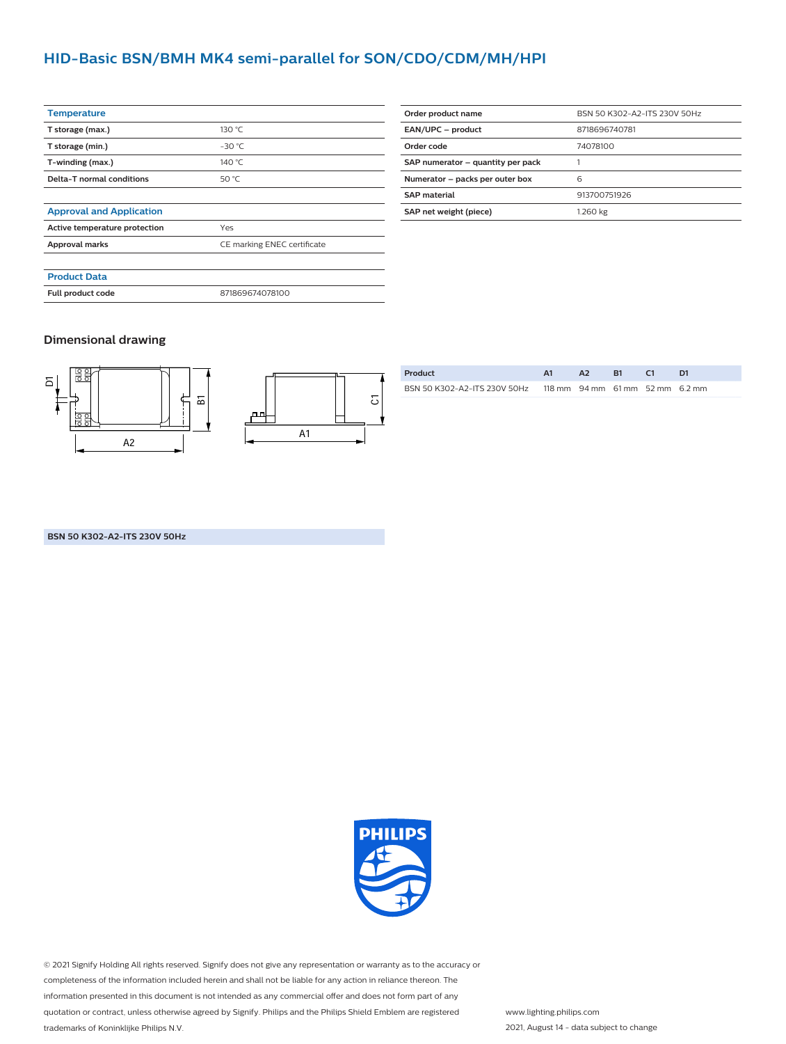## HID-Basic BSN/BMH MK4 semi-parallel for SON/CDO/CDM/MH/HPI

| Temperature | |
|---|---|
| T storage (max.) | 130 °C |
| T storage (min.) | -30 °C |
| T-winding (max.) | 140 °C |
| Delta-T normal conditions | 50 °C |

| Approval and Application | |
|---|---|
| Active temperature protection | Yes |
| Approval marks | CE marking ENEC certificate |

| Product Data | |
|---|---|
| Full product code | 871869674078100 |

| | |
|---|---|
| Order product name | BSN 50 K302-A2-ITS 230V 50Hz |
| EAN/UPC – product | 8718696740781 |
| Order code | 74078100 |
| SAP numerator – quantity per pack | 1 |
| Numerator – packs per outer box | 6 |
| SAP material | 913700751926 |
| SAP net weight (piece) | 1.260 kg |

### Dimensional drawing

D1
B1
A2
C1
A1

| Product | A1 | A2 | B1 | C1 | D1 |
|---|---|---|---|---|---|
| BSN 50 K302-A2-ITS 230V 50Hz | 118 mm | 94 mm | 61 mm | 52 mm | 6.2 mm |

**BSN 50 K302-A2-ITS 230V 50Hz**

© 2021 Signify Holding All rights reserved. Signify does not give any representation or warranty as to the accuracy or completeness of the information included herein and shall not be liable for any action in reliance thereon. The information presented in this document is not intended as any commercial offer and does not form part of any quotation or contract, unless otherwise agreed by Signify. Philips and the Philips Shield Emblem are registered trademarks of Koninklijke Philips N.V.

www.lighting.philips.com
2021, August 14 - data subject to change